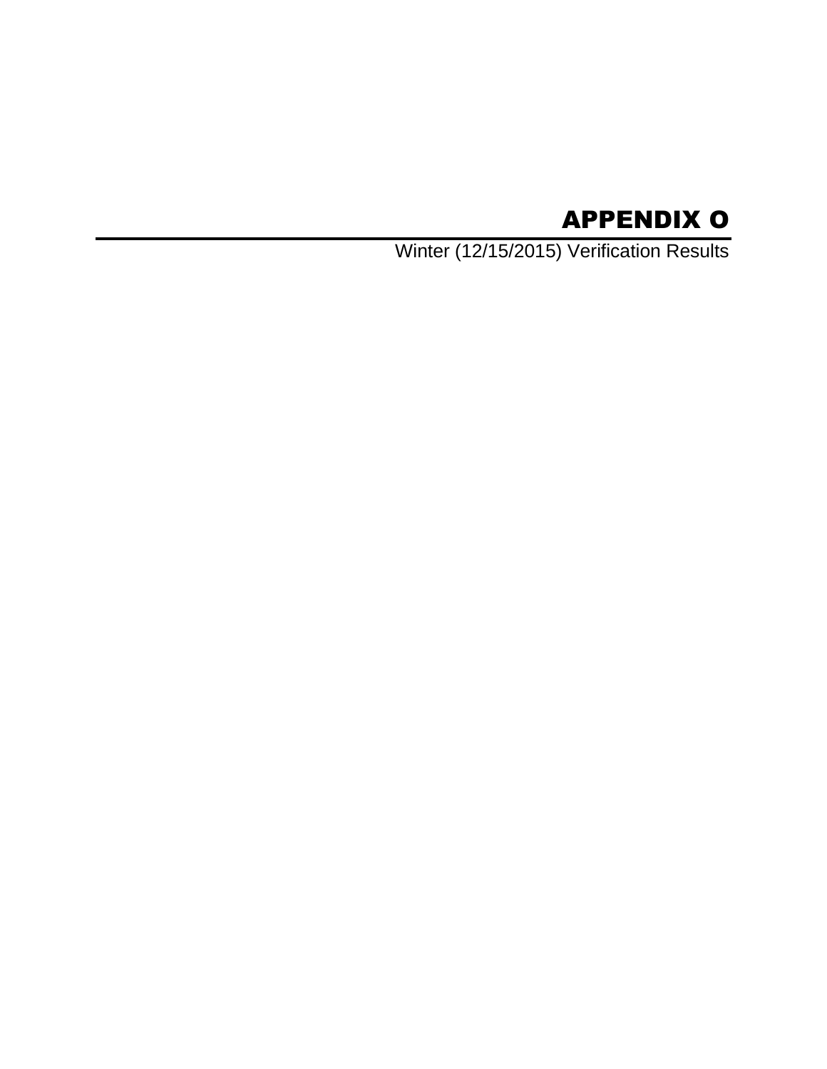# APPENDIX O

Winter (12/15/2015) Verification Results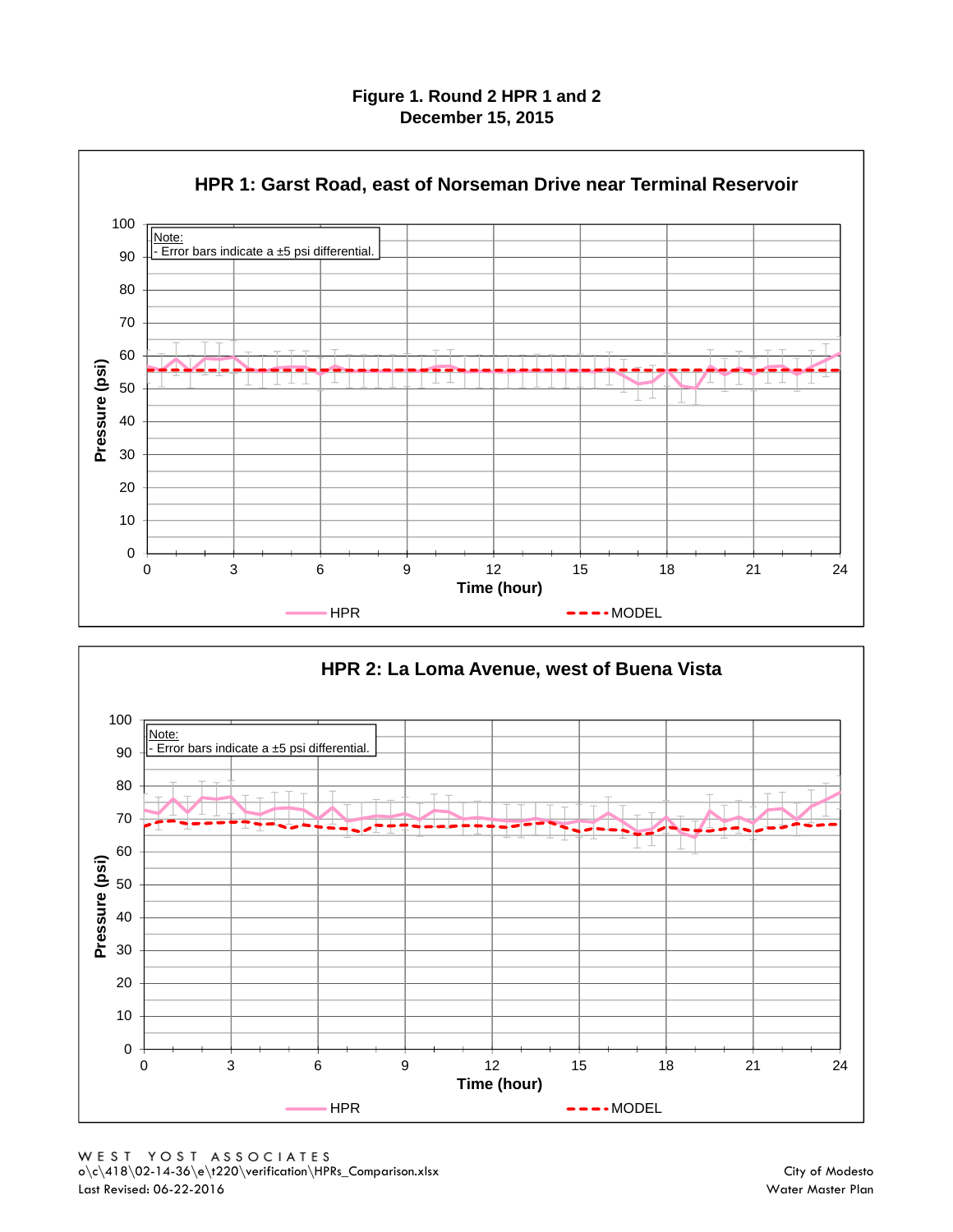**Figure 1. Round 2 HPR 1 and 2**
**December 15, 2015**

### HPR 1: Garst Road, east of Norseman Drive near Terminal Reservoir

Note:
- Error bars indicate a ±5 psi differential.

Pressure (psi)

Time (hour)

HPR — MODEL

### HPR 2: La Loma Avenue, west of Buena Vista

Note:
- Error bars indicate a ±5 psi differential.

Pressure (psi)

Time (hour)

HPR — MODEL

WEST YOST ASSOCIATES
o\c\418\02-14-36\e\t220\verification\HPRs_Comparison.xlsx
Last Revised: 06-22-2016

City of Modesto
Water Master Plan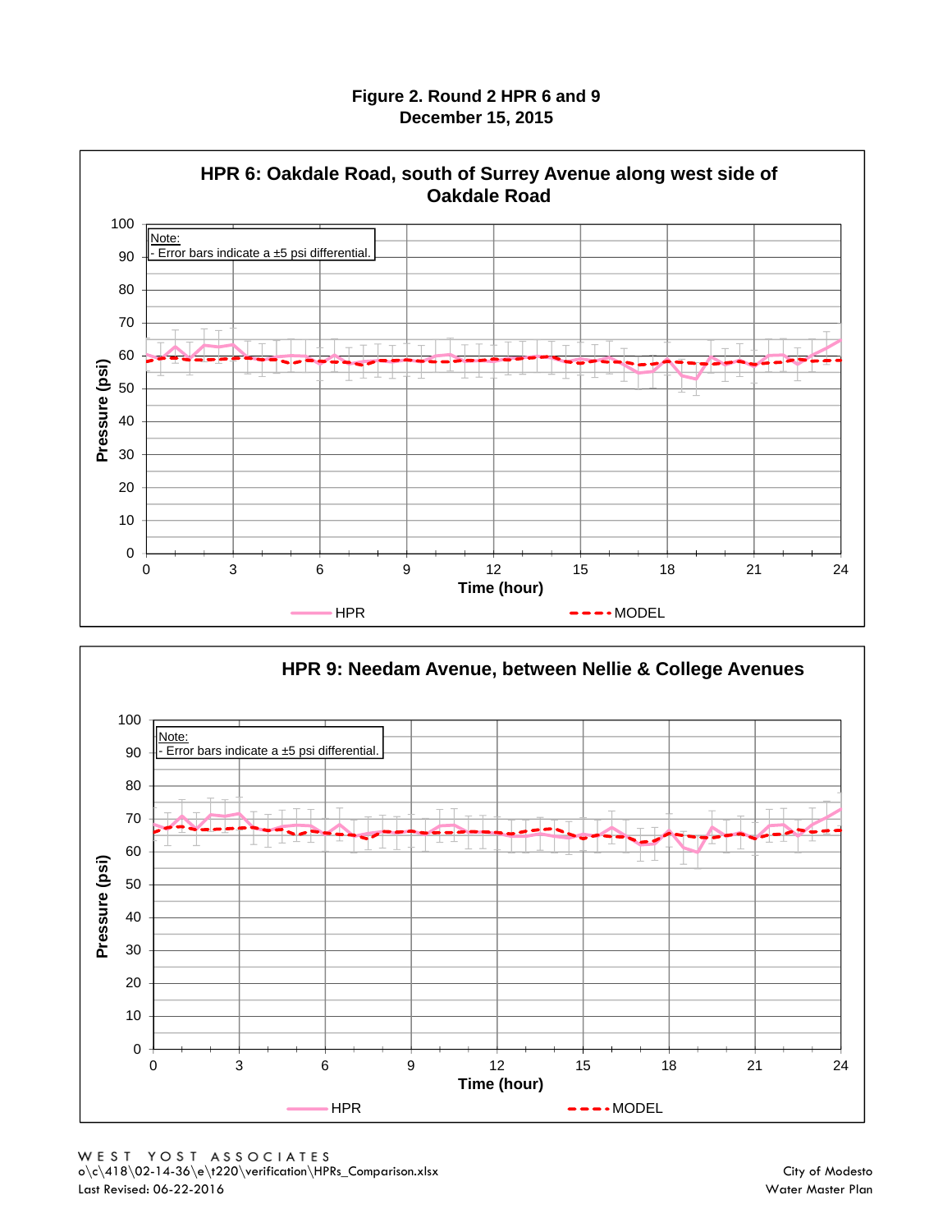# Figure 2. Round 2 HPR 6 and 9
## December 15, 2015

### HPR 6: Oakdale Road, south of Surrey Avenue along west side of Oakdale Road

Note:
- Error bars indicate a ±5 psi differential.

Pressure (psi)

Time (hour)

HPR — MODEL

### HPR 9: Needam Avenue, between Nellie & College Avenues

Note:
- Error bars indicate a ±5 psi differential.

Pressure (psi)

Time (hour)

HPR — MODEL

WEST YOST ASSOCIATES
o\c\418\02-14-36\e\t220\verification\HPRs_Comparison.xlsx
Last Revised: 06-22-2016

City of Modesto
Water Master Plan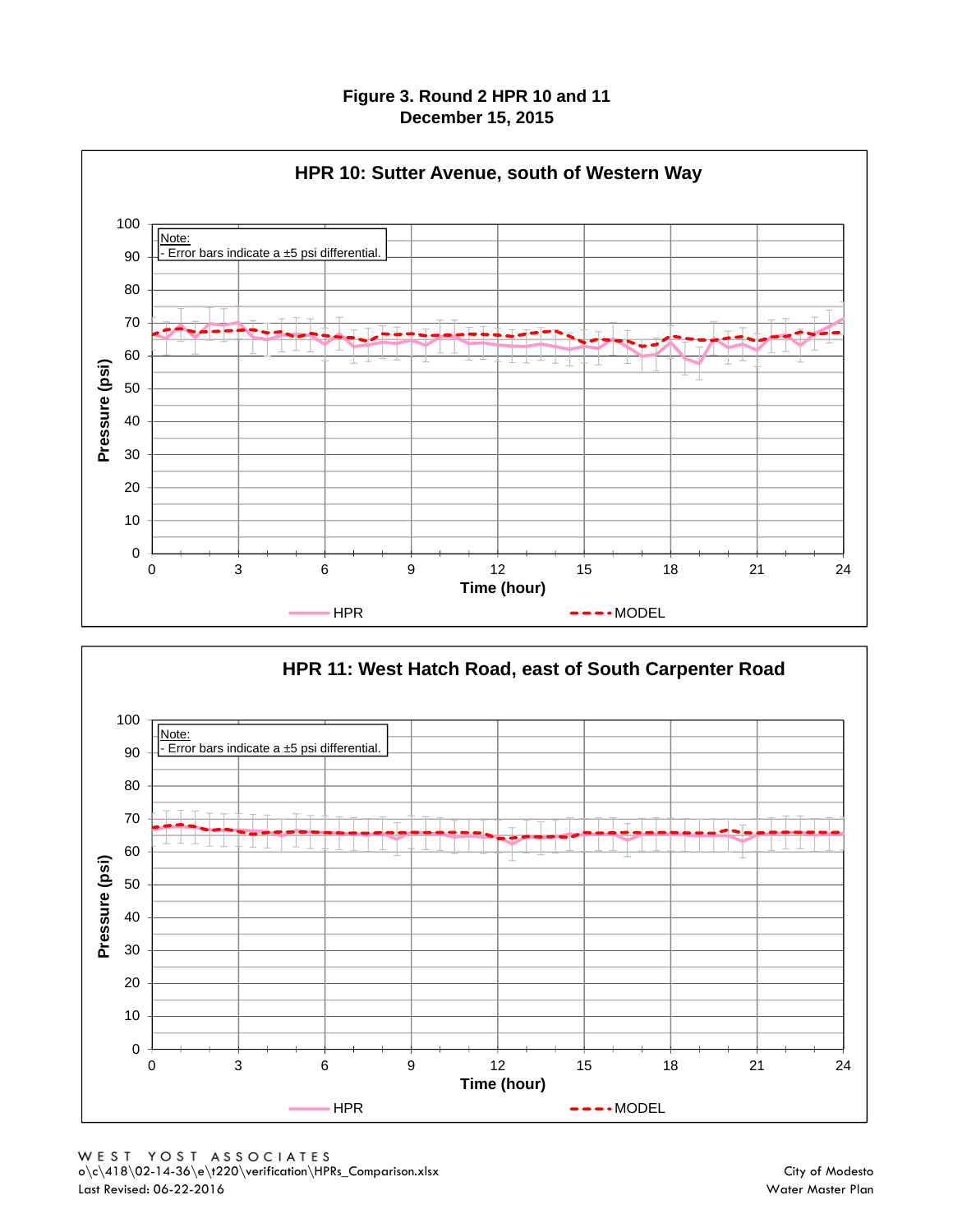**Figure 3. Round 2 HPR 10 and 11**
**December 15, 2015**

### HPR 10: Sutter Avenue, south of Western Way

Note:
- Error bars indicate a ±5 psi differential.

Pressure (psi)

Time (hour)

HPR — MODEL

### HPR 11: West Hatch Road, east of South Carpenter Road

Note:
- Error bars indicate a ±5 psi differential.

Pressure (psi)

Time (hour)

HPR — MODEL

WEST YOST ASSOCIATES
o\c\418\02-14-36\e\t220\verification\HPRs_Comparison.xlsx
Last Revised: 06-22-2016

City of Modesto
Water Master Plan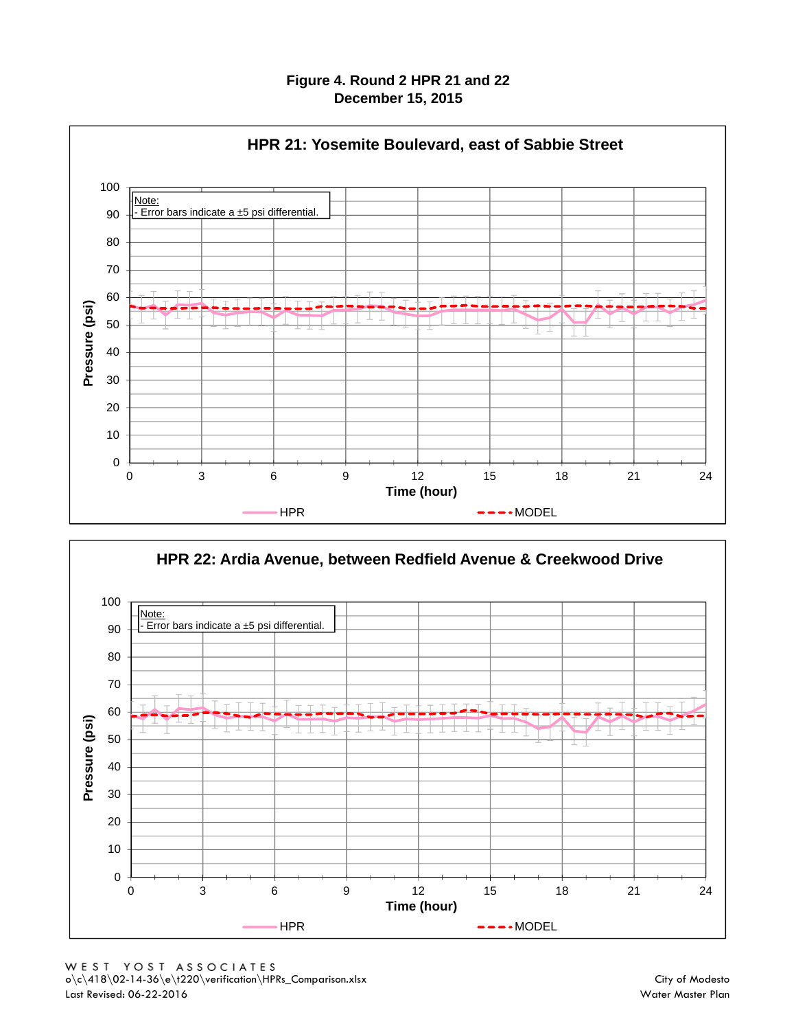# Figure 4. Round 2 HPR 21 and 22
## December 15, 2015

### HPR 21: Yosemite Boulevard, east of Sabbie Street

Note:
- Error bars indicate a ±5 psi differential.

Pressure (psi)

Time (hour)

HPR — MODEL

### HPR 22: Ardia Avenue, between Redfield Avenue & Creekwood Drive

Note:
- Error bars indicate a ±5 psi differential.

Pressure (psi)

Time (hour)

HPR — MODEL

WEST YOST ASSOCIATES
o\c\418\02-14-36\e\t220\verification\HPRs_Comparison.xlsx
Last Revised: 06-22-2016

City of Modesto
Water Master Plan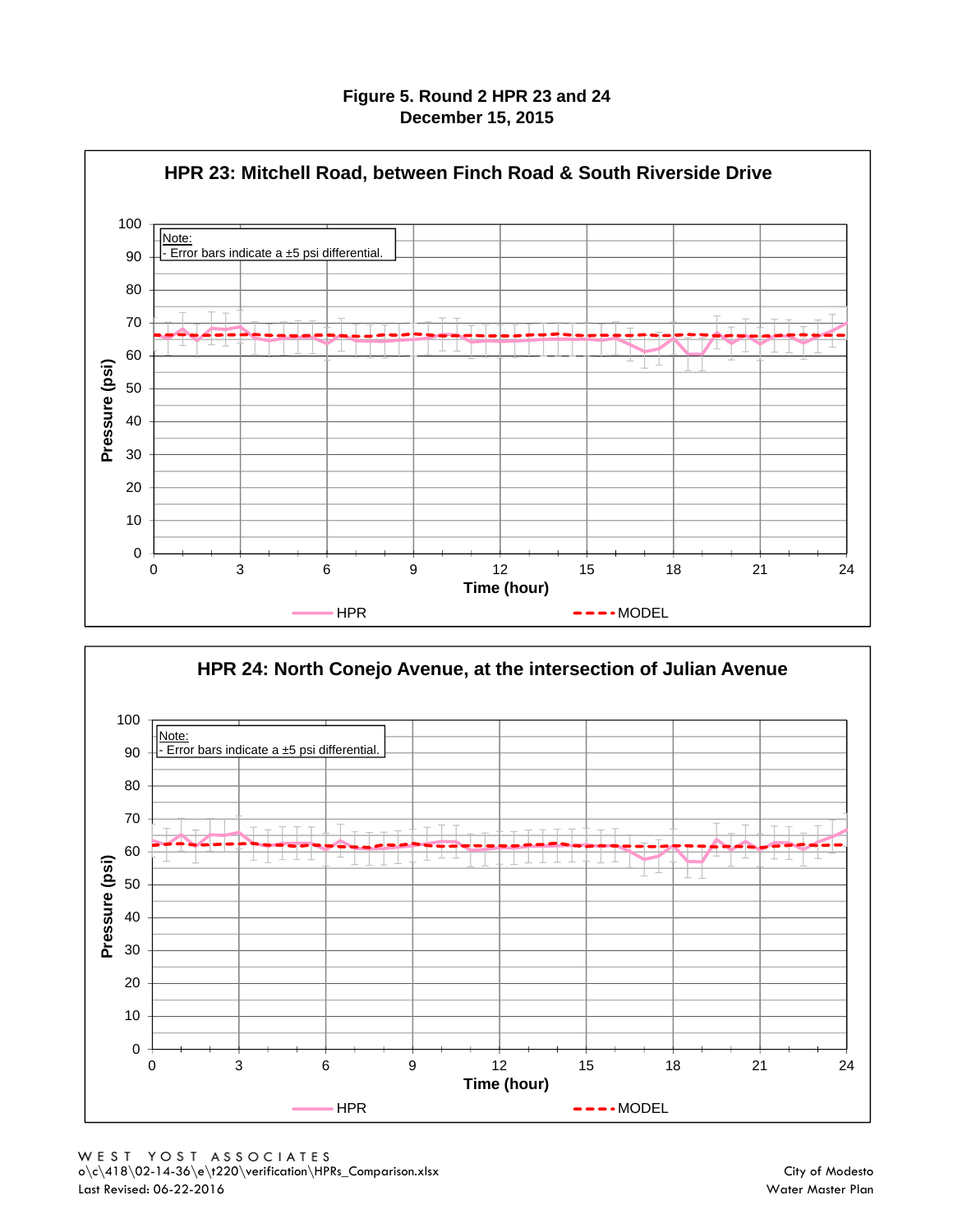**Figure 5. Round 2 HPR 23 and 24**
**December 15, 2015**

**HPR 23: Mitchell Road, between Finch Road & South Riverside Drive**

Note:
- Error bars indicate a ±5 psi differential.

Pressure (psi)

Time (hour)

HPR — MODEL

**HPR 24: North Conejo Avenue, at the intersection of Julian Avenue**

Note:
- Error bars indicate a ±5 psi differential.

Pressure (psi)

Time (hour)

HPR — MODEL

WEST YOST ASSOCIATES
o\c\418\02-14-36\e\t220\verification\HPRs_Comparison.xlsx
Last Revised: 06-22-2016

City of Modesto
Water Master Plan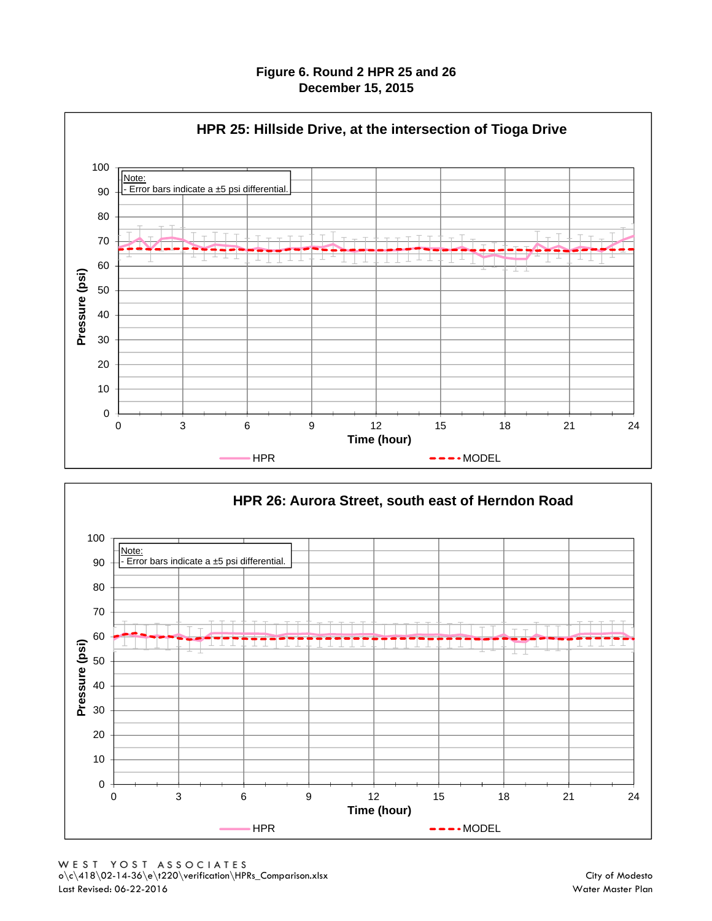**Figure 6. Round 2 HPR 25 and 26**
**December 15, 2015**

**HPR 25: Hillside Drive, at the intersection of Tioga Drive**

Note:
- Error bars indicate a ±5 psi differential.

Pressure (psi)

Time (hour)

HPR — MODEL

**HPR 26: Aurora Street, south east of Herndon Road**

Note:
- Error bars indicate a ±5 psi differential.

Pressure (psi)

Time (hour)

HPR — MODEL

WEST YOST ASSOCIATES
o\c\418\02-14-36\e\t220\verification\HPRs_Comparison.xlsx
Last Revised: 06-22-2016

City of Modesto
Water Master Plan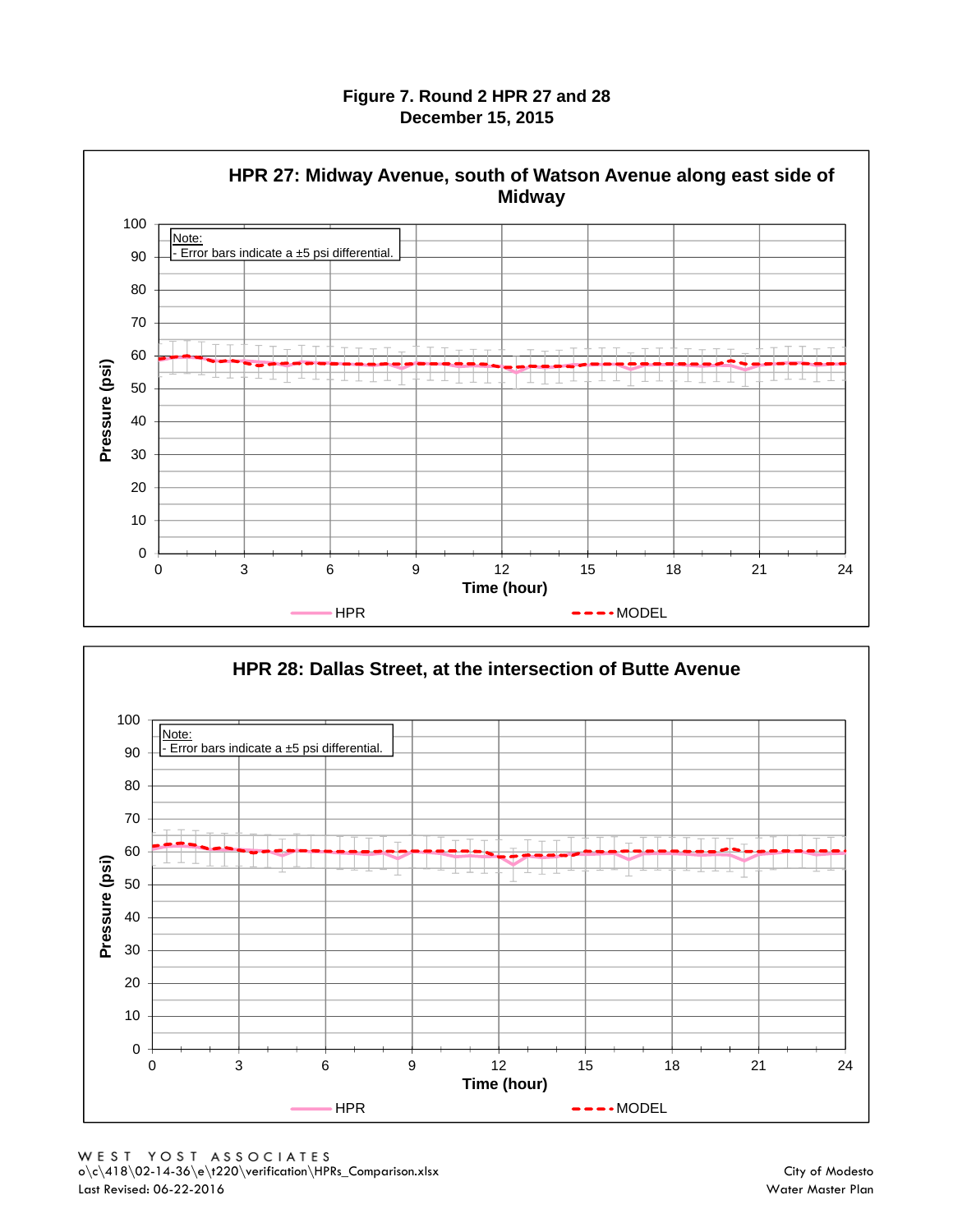**Figure 7. Round 2 HPR 27 and 28**
**December 15, 2015**

**HPR 27: Midway Avenue, south of Watson Avenue along east side of Midway**

Note:
- Error bars indicate a ±5 psi differential.

Pressure (psi)

Time (hour)

HPR — MODEL

**HPR 28: Dallas Street, at the intersection of Butte Avenue**

Note:
- Error bars indicate a ±5 psi differential.

Pressure (psi)

Time (hour)

HPR — MODEL

WEST YOST ASSOCIATES
o\c\418\02-14-36\e\t220\verification\HPRs_Comparison.xlsx
Last Revised: 06-22-2016

City of Modesto
Water Master Plan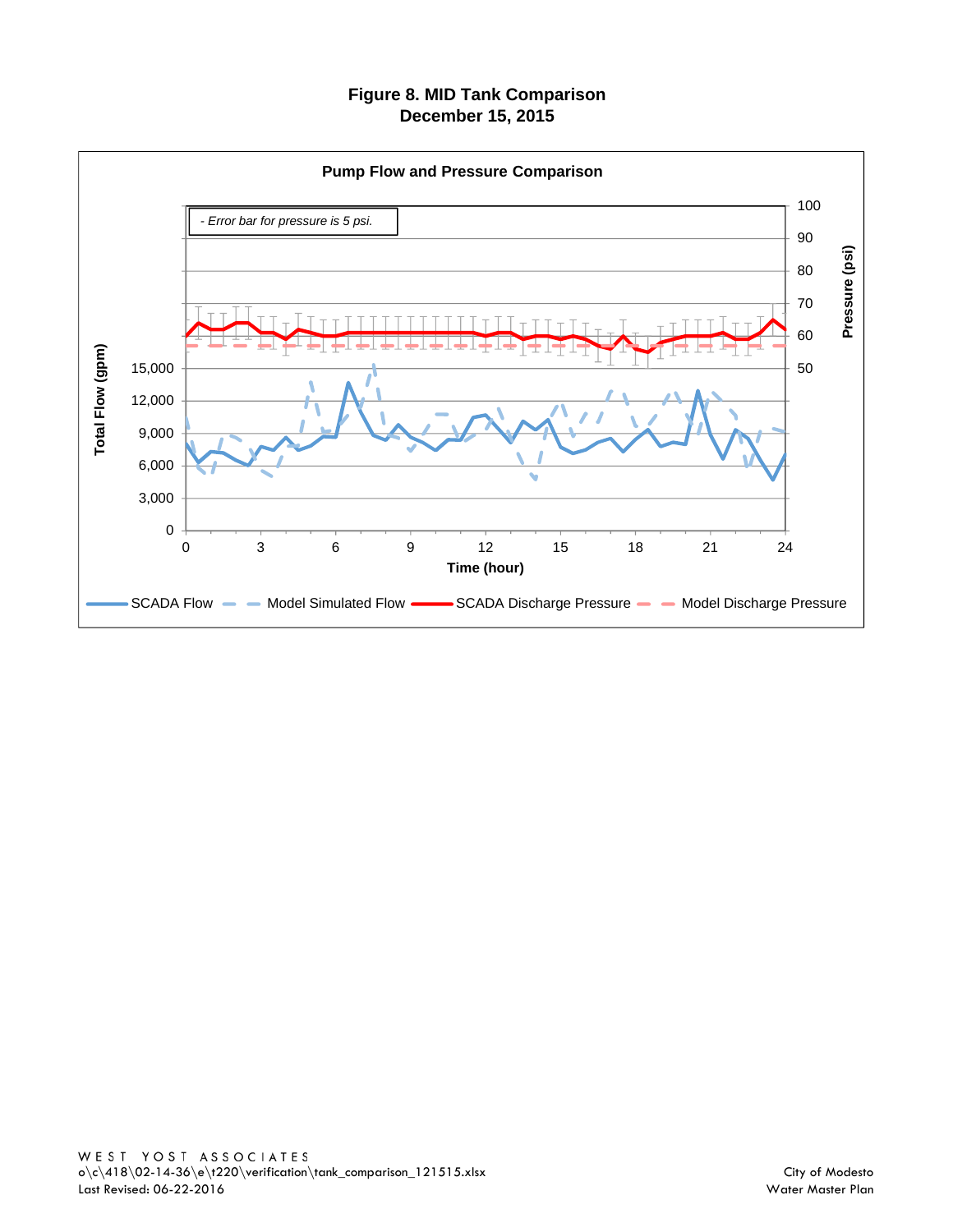# Figure 8. MID Tank Comparison
## December 15, 2015

**Pump Flow and Pressure Comparison**

*- Error bar for pressure is 5 psi.*

Total Flow (gpm): 0, 3,000, 6,000, 9,000, 12,000, 15,000

Pressure (psi): 50, 60, 70, 80, 90, 100

Time (hour): 0, 3, 6, 9, 12, 15, 18, 21, 24

SCADA Flow — Model Simulated Flow — SCADA Discharge Pressure — Model Discharge Pressure

WEST YOST ASSOCIATES
o\c\418\02-14-36\e\t220\verification\tank_comparison_121515.xlsx
Last Revised: 06-22-2016

City of Modesto
Water Master Plan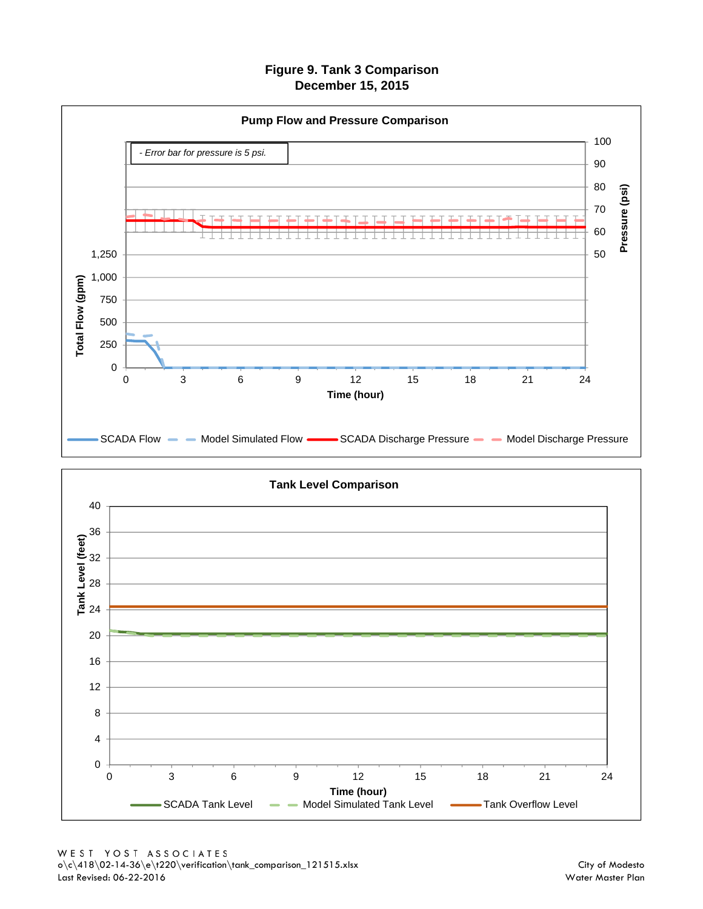# Figure 9. Tank 3 Comparison
## December 15, 2015

**Pump Flow and Pressure Comparison**

*- Error bar for pressure is 5 psi.*

Total Flow (gpm): 0, 250, 500, 750, 1,000, 1,250

Pressure (psi): 50, 60, 70, 80, 90, 100

Time (hour): 0, 3, 6, 9, 12, 15, 18, 21, 24

SCADA Flow — Model Simulated Flow — SCADA Discharge Pressure — Model Discharge Pressure

**Tank Level Comparison**

Tank Level (feet): 0, 4, 8, 12, 16, 20, 24, 28, 32, 36, 40

Time (hour): 0, 3, 6, 9, 12, 15, 18, 21, 24

SCADA Tank Level — Model Simulated Tank Level — Tank Overflow Level

WEST YOST ASSOCIATES
o\c\418\02-14-36\e\t220\verification\tank_comparison_121515.xlsx
Last Revised: 06-22-2016

City of Modesto
Water Master Plan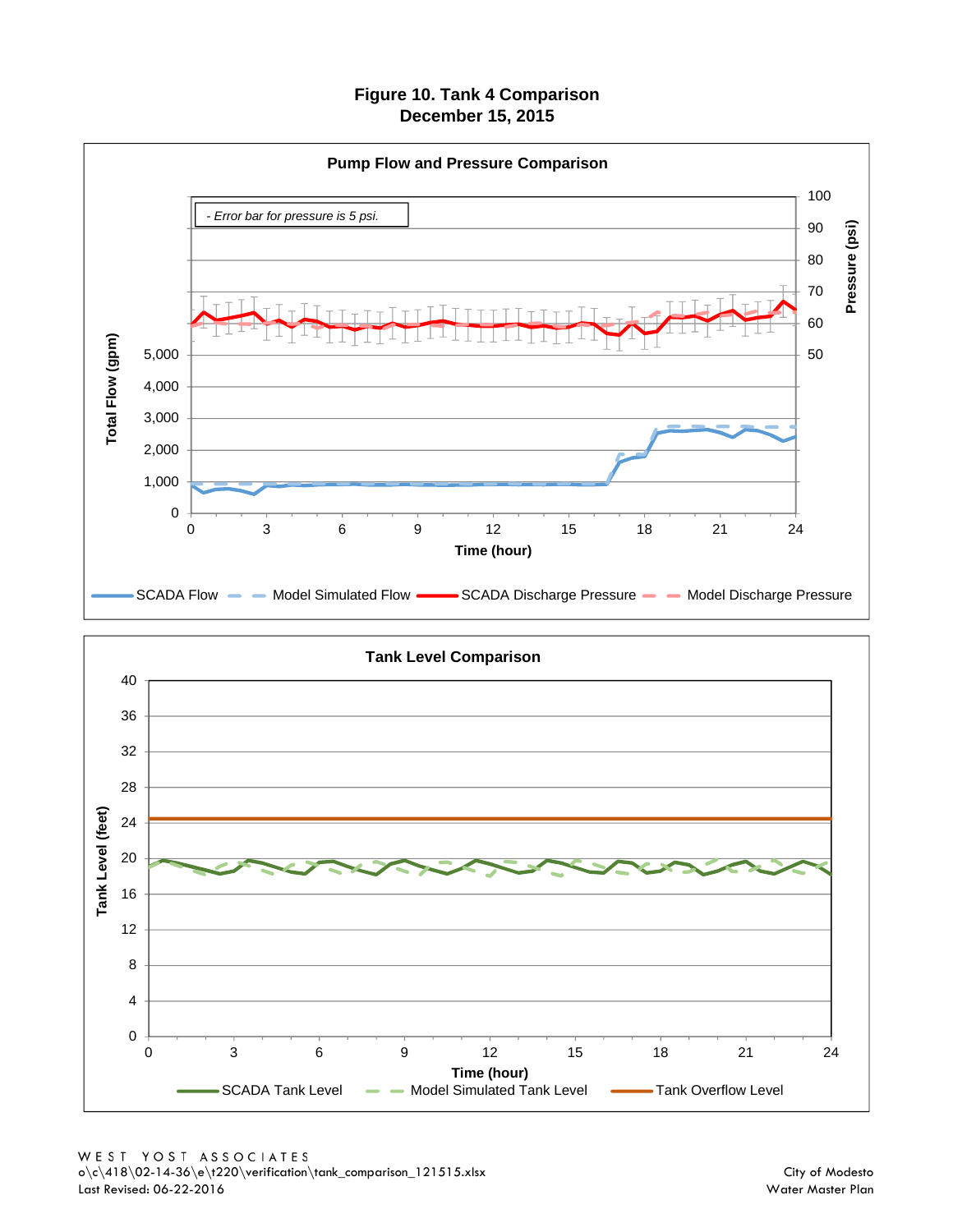# Figure 10. Tank 4 Comparison
## December 15, 2015

### Pump Flow and Pressure Comparison

- Error bar for pressure is 5 psi.

Total Flow (gpm): 0, 1,000, 2,000, 3,000, 4,000, 5,000

Pressure (psi): 50, 60, 70, 80, 90, 100

Time (hour): 0, 3, 6, 9, 12, 15, 18, 21, 24

SCADA Flow — Model Simulated Flow — SCADA Discharge Pressure — Model Discharge Pressure

### Tank Level Comparison

Tank Level (feet): 0, 4, 8, 12, 16, 20, 24, 28, 32, 36, 40

Time (hour): 0, 3, 6, 9, 12, 15, 18, 21, 24

SCADA Tank Level — Model Simulated Tank Level — Tank Overflow Level

WEST YOST ASSOCIATES
o\c\418\02-14-36\e\t220\verification\tank_comparison_121515.xlsx
Last Revised: 06-22-2016

City of Modesto
Water Master Plan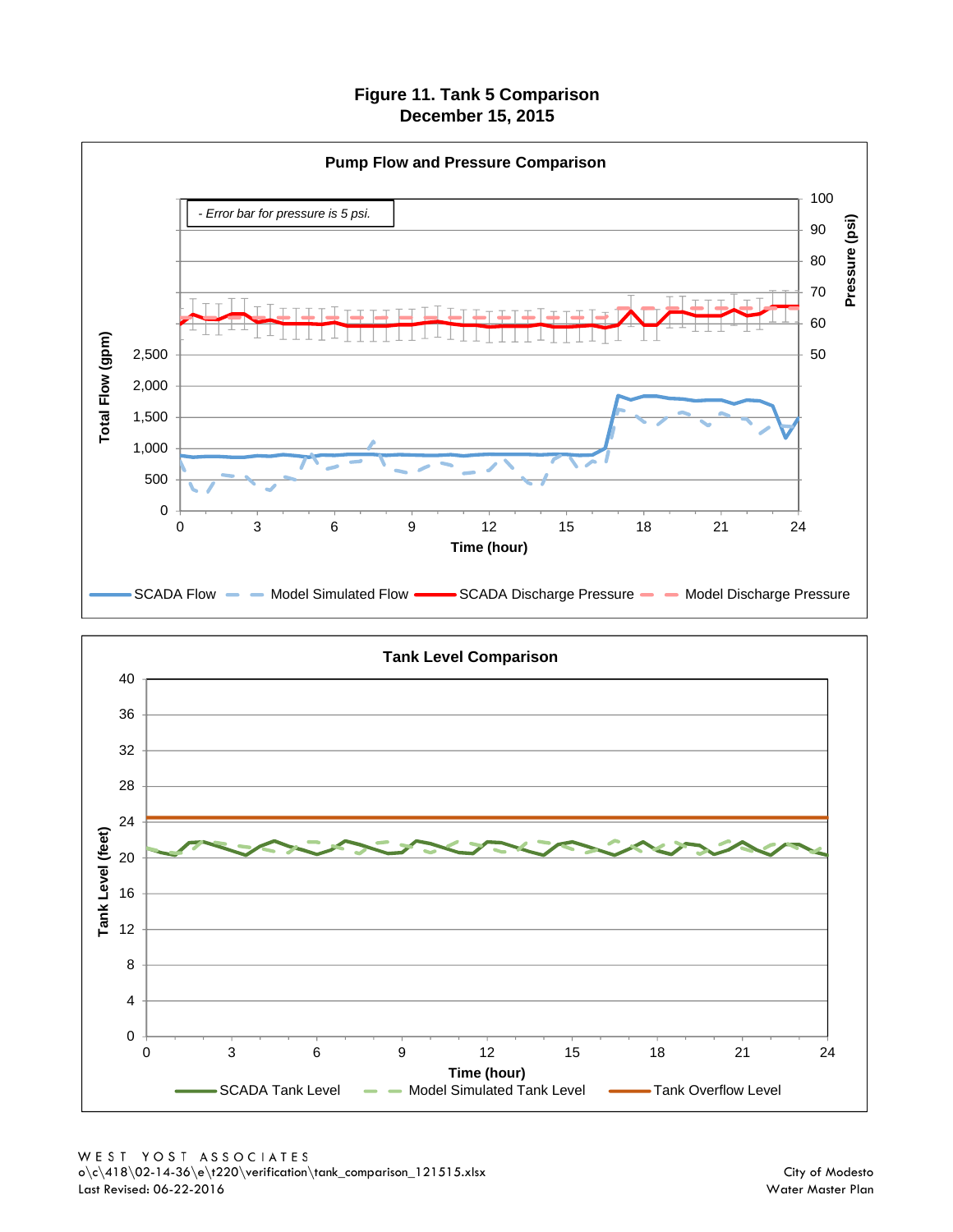# Figure 11. Tank 5 Comparison
## December 15, 2015

### Pump Flow and Pressure Comparison

*- Error bar for pressure is 5 psi.*

Total Flow (gpm) | Pressure (psi) | Time (hour)

SCADA Flow, Model Simulated Flow, SCADA Discharge Pressure, Model Discharge Pressure

### Tank Level Comparison

Tank Level (feet) | Time (hour)

SCADA Tank Level, Model Simulated Tank Level, Tank Overflow Level

W E S T   Y O S T   A S S O C I A T E S
o\c\418\02-14-36\e\t220\verification\tank_comparison_121515.xlsx
Last Revised: 06-22-2016

City of Modesto
Water Master Plan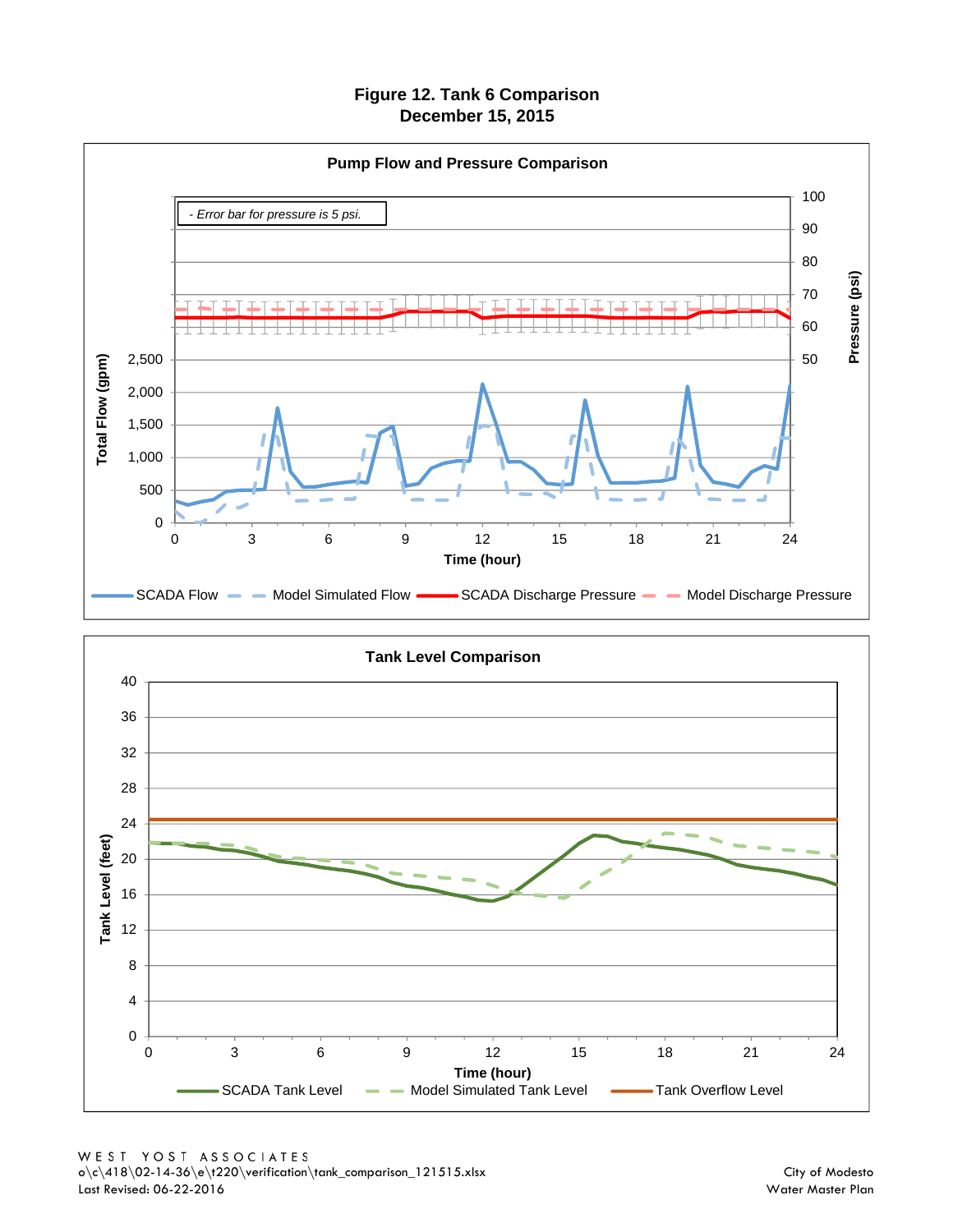# Figure 12. Tank 6 Comparison
## December 15, 2015

### Pump Flow and Pressure Comparison

*- Error bar for pressure is 5 psi.*

Total Flow (gpm) / Pressure (psi) / Time (hour)

SCADA Flow — Model Simulated Flow — SCADA Discharge Pressure — Model Discharge Pressure

### Tank Level Comparison

Tank Level (feet) / Time (hour)

SCADA Tank Level — Model Simulated Tank Level — Tank Overflow Level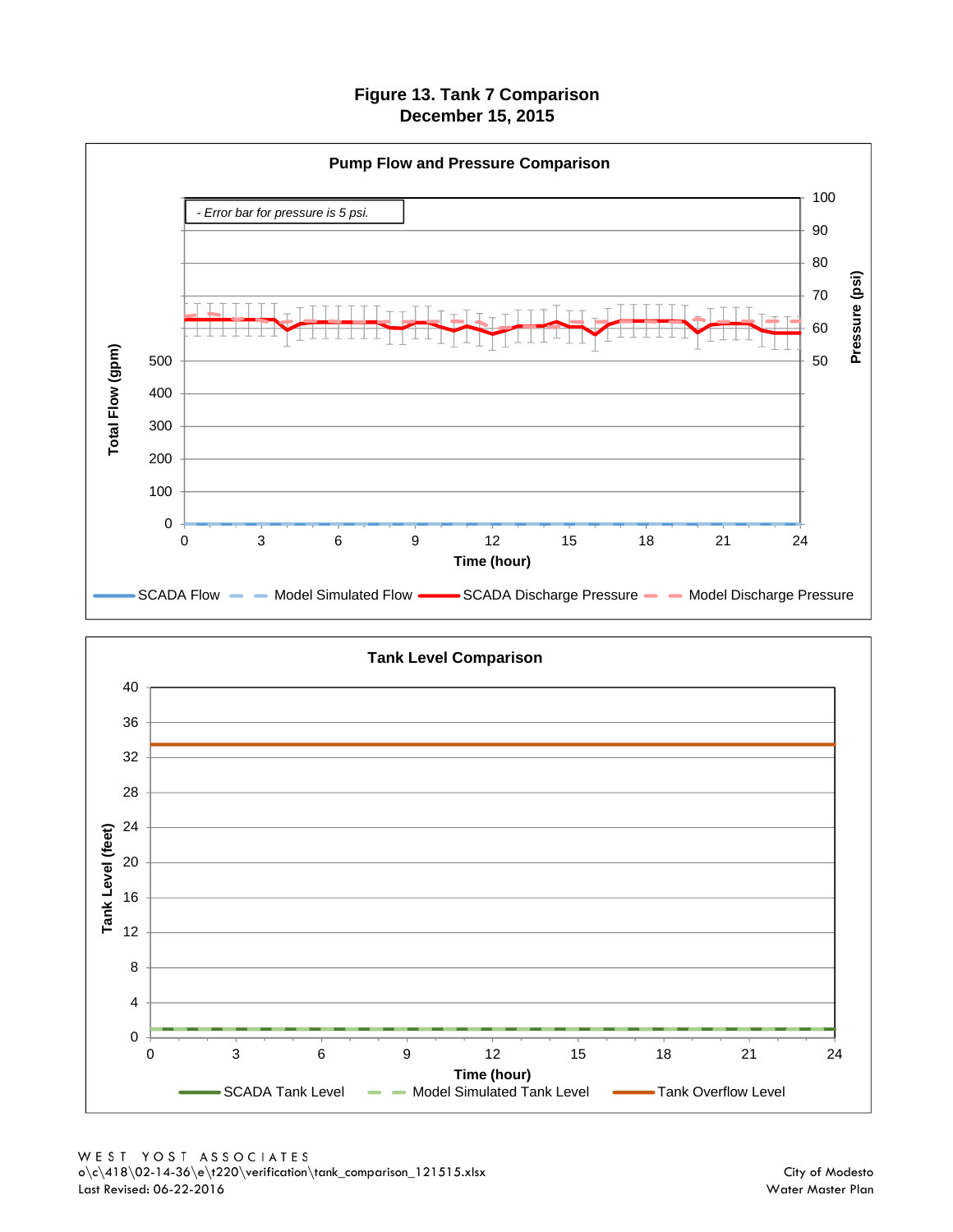# Figure 13. Tank 7 Comparison
## December 15, 2015

### Pump Flow and Pressure Comparison

- Error bar for pressure is 5 psi.

Total Flow (gpm): 0, 100, 200, 300, 400, 500

Pressure (psi): 50, 60, 70, 80, 90, 100

Time (hour): 0, 3, 6, 9, 12, 15, 18, 21, 24

SCADA Flow | Model Simulated Flow | SCADA Discharge Pressure | Model Discharge Pressure

### Tank Level Comparison

Tank Level (feet): 0, 4, 8, 12, 16, 20, 24, 28, 32, 36, 40

Time (hour): 0, 3, 6, 9, 12, 15, 18, 21, 24

SCADA Tank Level | Model Simulated Tank Level | Tank Overflow Level

WEST YOST ASSOCIATES
o\c\418\02-14-36\e\t220\verification\tank_comparison_121515.xlsx
Last Revised: 06-22-2016

City of Modesto
Water Master Plan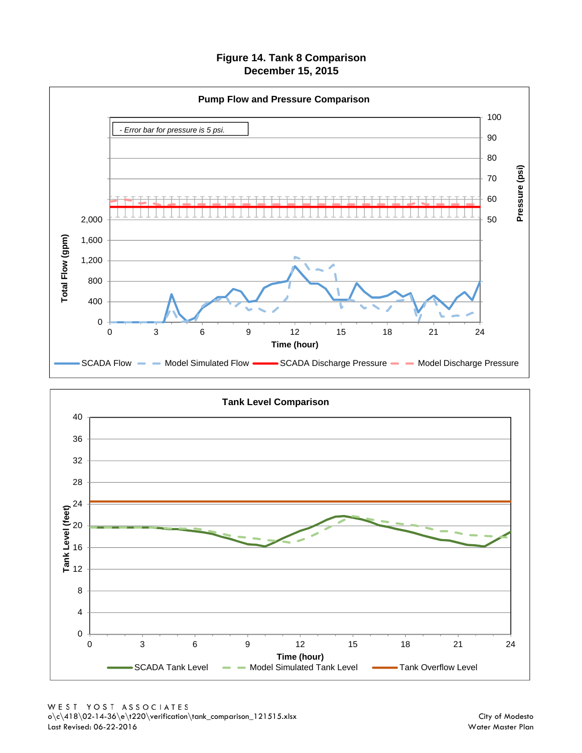**Figure 14. Tank 8 Comparison**
**December 15, 2015**

**Pump Flow and Pressure Comparison**

- Error bar for pressure is 5 psi.

Total Flow (gpm): 0, 400, 800, 1,200, 1,600, 2,000

Pressure (psi): 50, 60, 70, 80, 90, 100

Time (hour): 0, 3, 6, 9, 12, 15, 18, 21, 24

SCADA Flow — Model Simulated Flow — SCADA Discharge Pressure — Model Discharge Pressure

**Tank Level Comparison**

Tank Level (feet): 0, 4, 8, 12, 16, 20, 24, 28, 32, 36, 40

Time (hour): 0, 3, 6, 9, 12, 15, 18, 21, 24

SCADA Tank Level — Model Simulated Tank Level — Tank Overflow Level

WEST YOST ASSOCIATES
o\c\418\02-14-36\e\t220\verification\tank_comparison_121515.xlsx
Last Revised: 06-22-2016

City of Modesto
Water Master Plan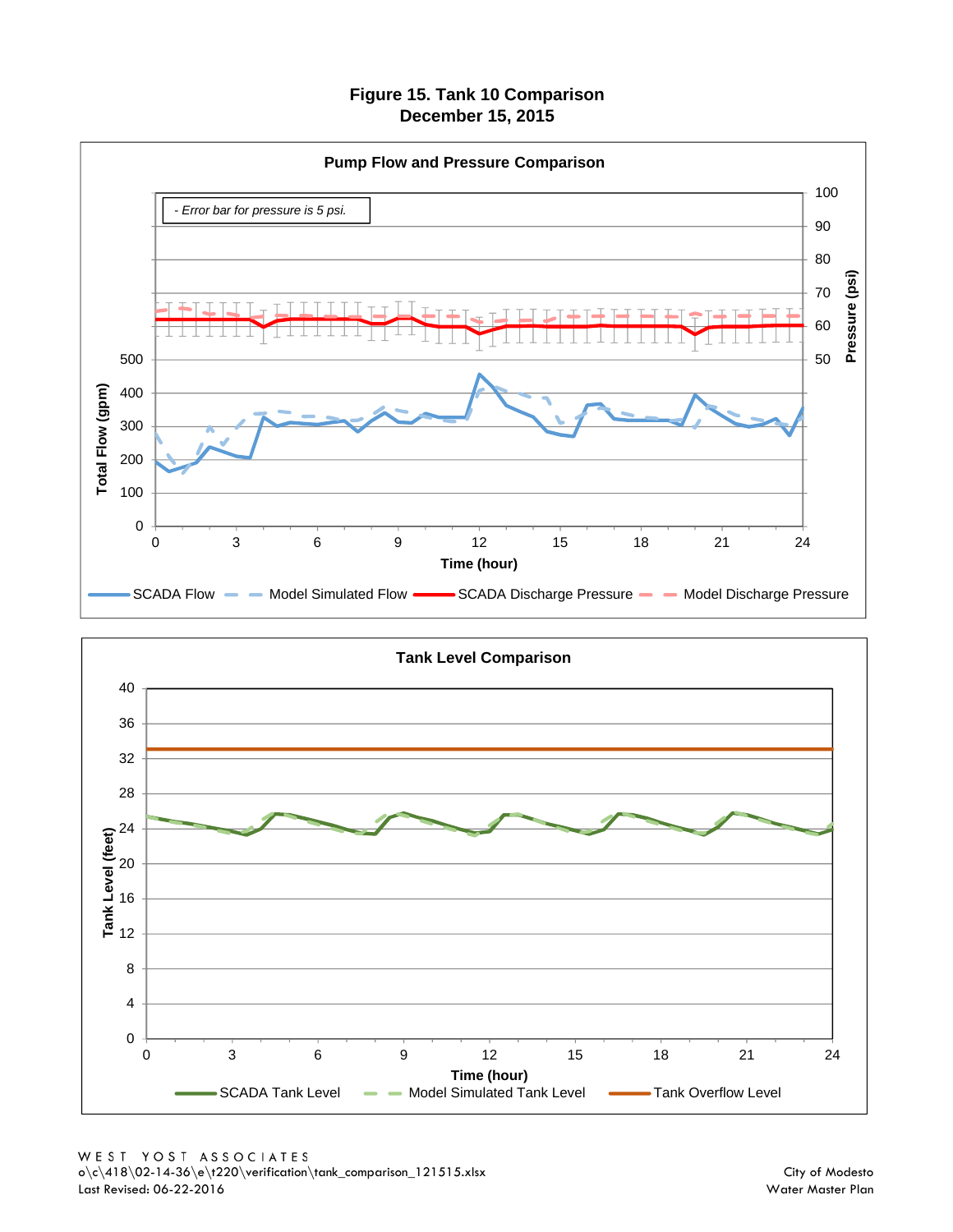# Figure 15. Tank 10 Comparison
## December 15, 2015

**Pump Flow and Pressure Comparison**

*- Error bar for pressure is 5 psi.*

Total Flow (gpm) | Pressure (psi) | Time (hour)

SCADA Flow | Model Simulated Flow | SCADA Discharge Pressure | Model Discharge Pressure

**Tank Level Comparison**

Tank Level (feet) | Time (hour)

SCADA Tank Level | Model Simulated Tank Level | Tank Overflow Level

WEST YOST ASSOCIATES
o\c\418\02-14-36\e\t220\verification\tank_comparison_121515.xlsx
Last Revised: 06-22-2016

City of Modesto
Water Master Plan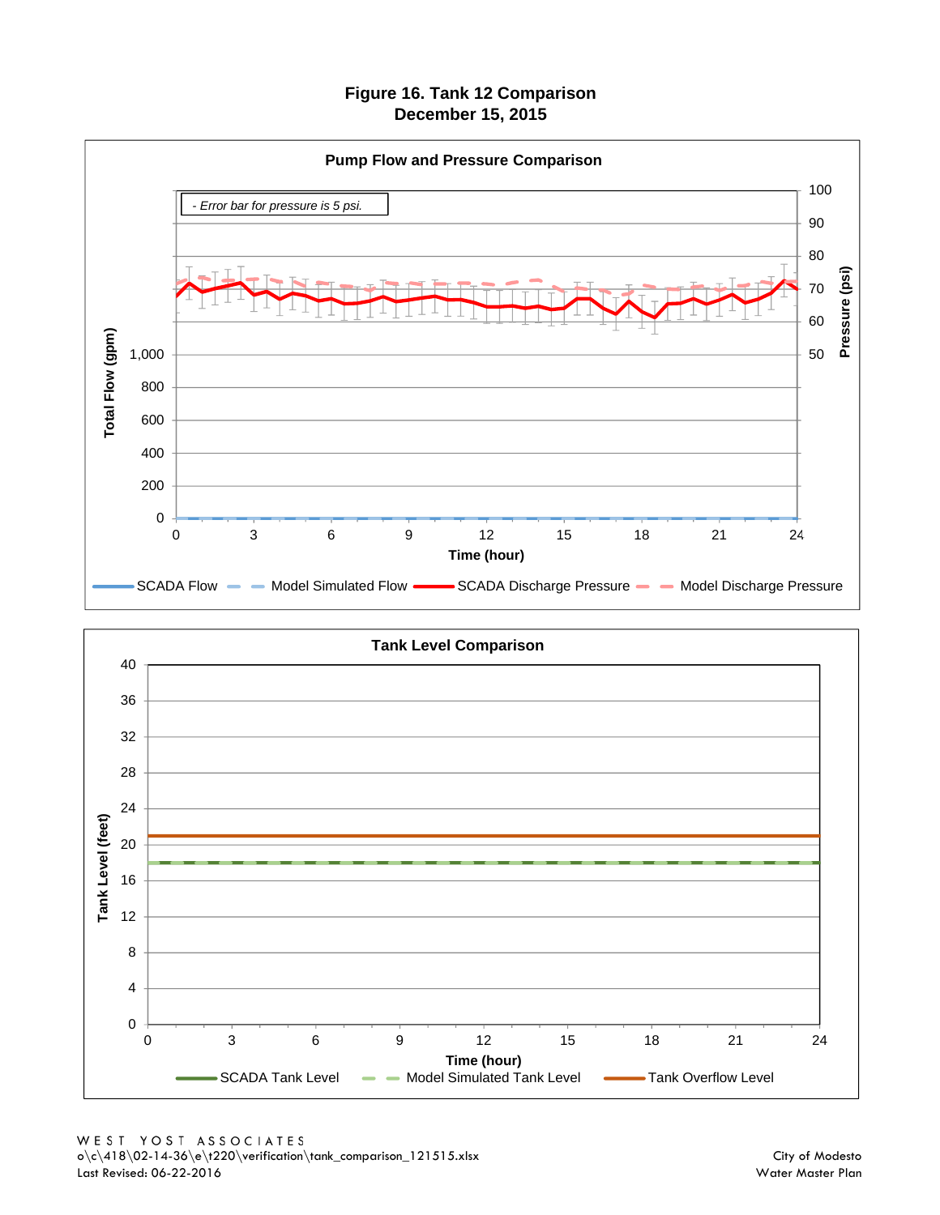# Figure 16. Tank 12 Comparison
## December 15, 2015

### Pump Flow and Pressure Comparison

- Error bar for pressure is 5 psi.

Total Flow (gpm): 0, 200, 400, 600, 800, 1,000

Pressure (psi): 50, 60, 70, 80, 90, 100

Time (hour): 0, 3, 6, 9, 12, 15, 18, 21, 24

SCADA Flow | Model Simulated Flow | SCADA Discharge Pressure | Model Discharge Pressure

### Tank Level Comparison

Tank Level (feet): 0, 4, 8, 12, 16, 20, 24, 28, 32, 36, 40

Time (hour): 0, 3, 6, 9, 12, 15, 18, 21, 24

SCADA Tank Level | Model Simulated Tank Level | Tank Overflow Level

WEST YOST ASSOCIATES
o\c\418\02-14-36\e\t220\verification\tank_comparison_121515.xlsx
Last Revised: 06-22-2016

City of Modesto
Water Master Plan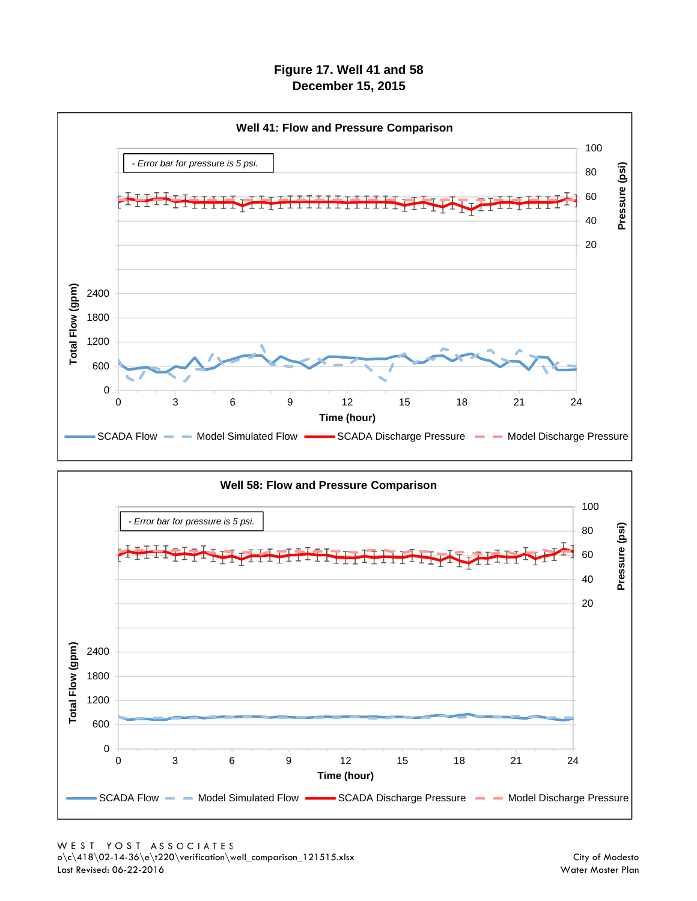# Figure 17. Well 41 and 58
## December 15, 2015

### Well 41: Flow and Pressure Comparison

*- Error bar for pressure is 5 psi.*

Pressure (psi): 100, 80, 60, 40, 20

Total Flow (gpm): 2400, 1800, 1200, 600, 0

Time (hour): 0, 3, 6, 9, 12, 15, 18, 21, 24

SCADA Flow — Model Simulated Flow — SCADA Discharge Pressure — Model Discharge Pressure

### Well 58: Flow and Pressure Comparison

*- Error bar for pressure is 5 psi.*

Pressure (psi): 100, 80, 60, 40, 20

Total Flow (gpm): 2400, 1800, 1200, 600, 0

Time (hour): 0, 3, 6, 9, 12, 15, 18, 21, 24

SCADA Flow — Model Simulated Flow — SCADA Discharge Pressure — Model Discharge Pressure

WEST YOST ASSOCIATES
o\c\418\02-14-36\e\t220\verification\well_comparison_121515.xlsx
Last Revised: 06-22-2016

City of Modesto
Water Master Plan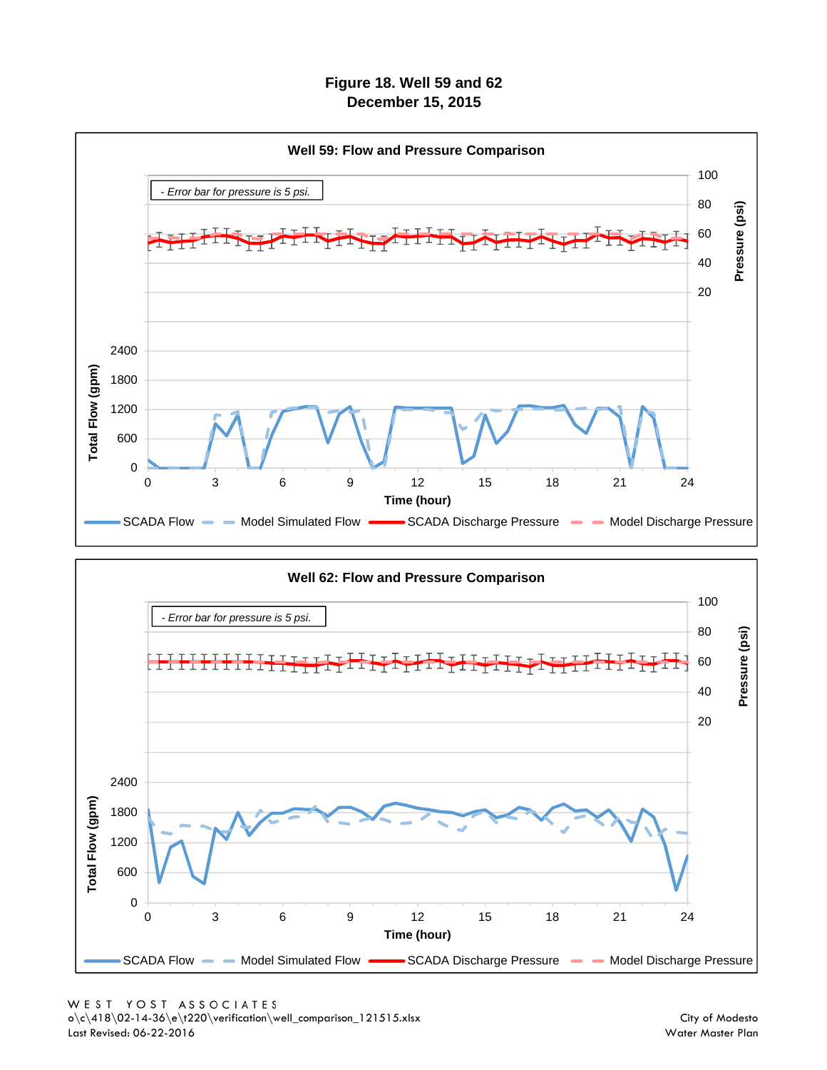# Figure 18. Well 59 and 62
# December 15, 2015

### Well 59: Flow and Pressure Comparison

- Error bar for pressure is 5 psi.

Pressure (psi): 20, 40, 60, 80, 100

Total Flow (gpm): 0, 600, 1200, 1800, 2400

Time (hour): 0, 3, 6, 9, 12, 15, 18, 21, 24

SCADA Flow | Model Simulated Flow | SCADA Discharge Pressure | Model Discharge Pressure

### Well 62: Flow and Pressure Comparison

- Error bar for pressure is 5 psi.

Pressure (psi): 20, 40, 60, 80, 100

Total Flow (gpm): 0, 600, 1200, 1800, 2400

Time (hour): 0, 3, 6, 9, 12, 15, 18, 21, 24

SCADA Flow | Model Simulated Flow | SCADA Discharge Pressure | Model Discharge Pressure

WEST YOST ASSOCIATES
o\c\418\02-14-36\e\t220\verification\well_comparison_121515.xlsx
Last Revised: 06-22-2016

City of Modesto
Water Master Plan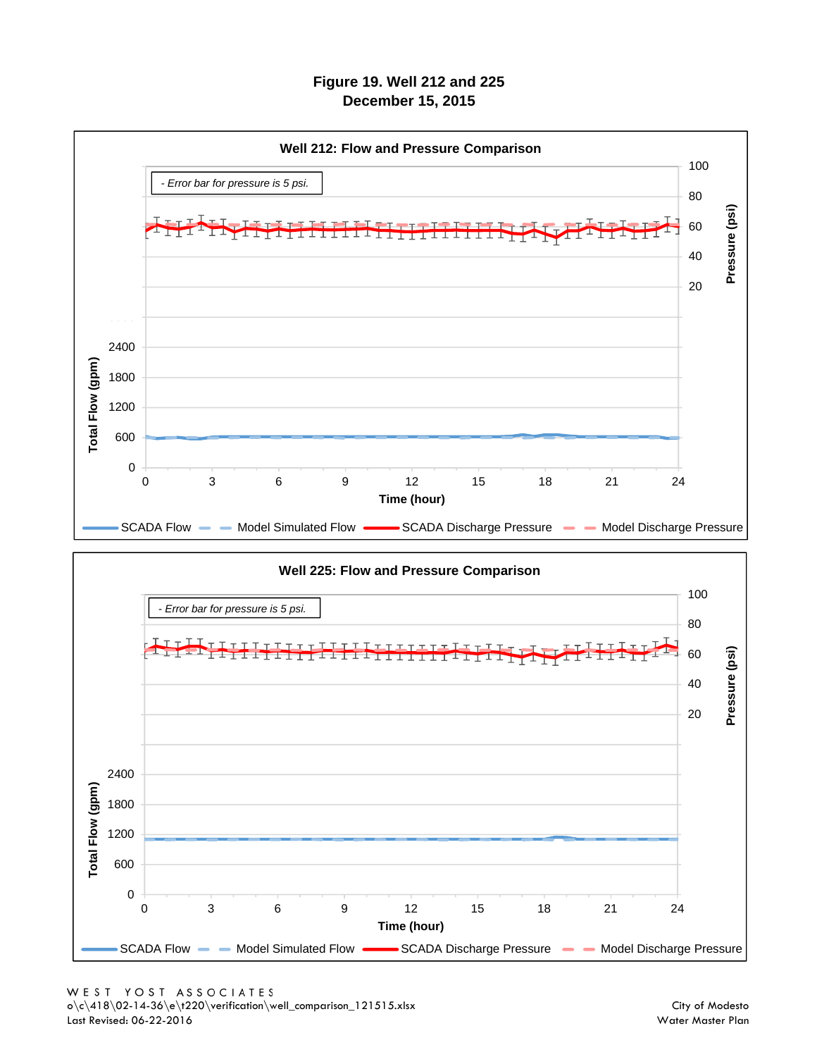# Figure 19. Well 212 and 225
## December 15, 2015

**Well 212: Flow and Pressure Comparison**

- Error bar for pressure is 5 psi.

Pressure (psi): 100, 80, 60, 40, 20

Total Flow (gpm): 2400, 1800, 1200, 600, 0

Time (hour): 0, 3, 6, 9, 12, 15, 18, 21, 24

SCADA Flow | Model Simulated Flow | SCADA Discharge Pressure | Model Discharge Pressure

**Well 225: Flow and Pressure Comparison**

- Error bar for pressure is 5 psi.

Pressure (psi): 100, 80, 60, 40, 20

Total Flow (gpm): 2400, 1800, 1200, 600, 0

Time (hour): 0, 3, 6, 9, 12, 15, 18, 21, 24

SCADA Flow | Model Simulated Flow | SCADA Discharge Pressure | Model Discharge Pressure

WEST YOST ASSOCIATES
o\c\418\02-14-36\e\t220\verification\well_comparison_121515.xlsx
Last Revised: 06-22-2016

City of Modesto
Water Master Plan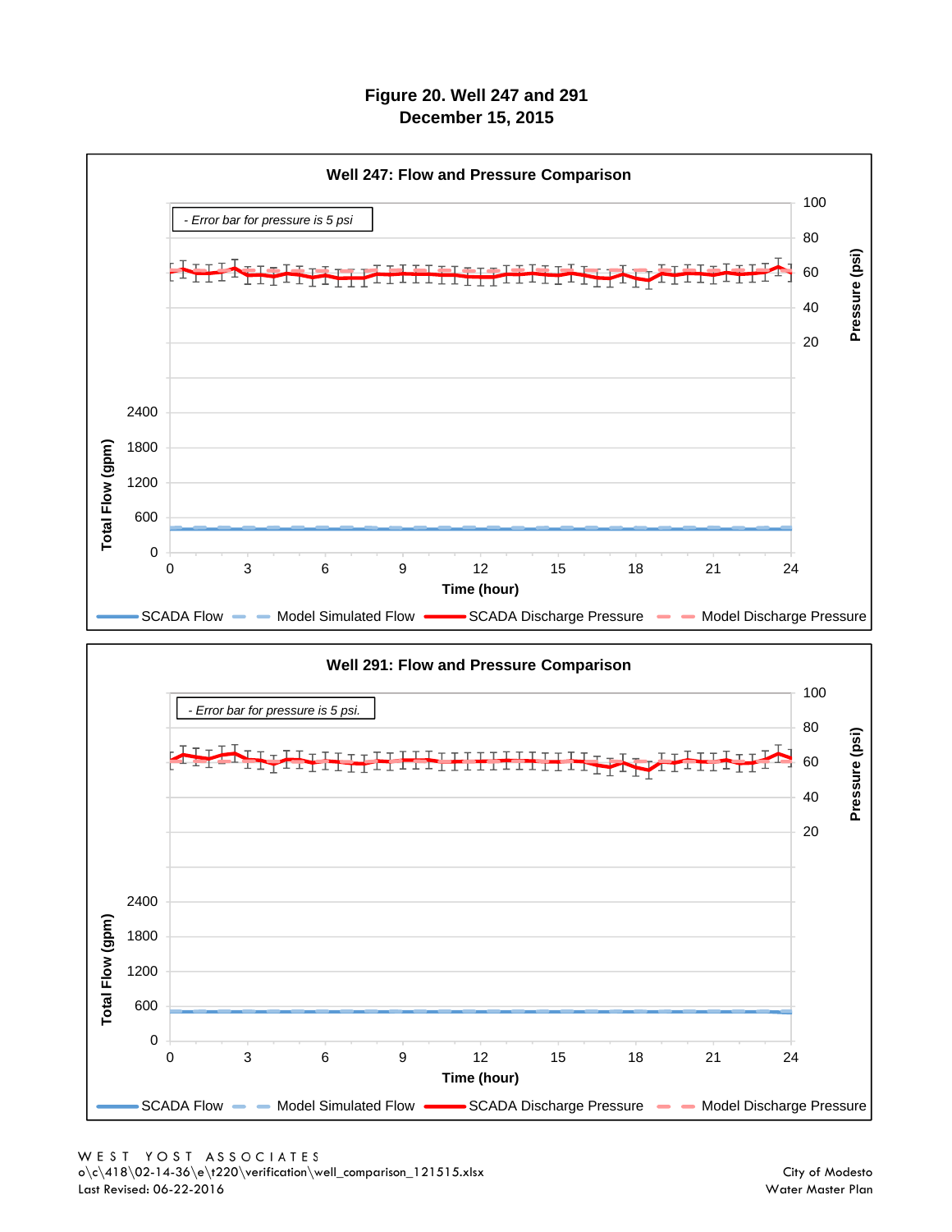# Figure 20. Well 247 and 291
## December 15, 2015

### Well 247: Flow and Pressure Comparison

*- Error bar for pressure is 5 psi*

Pressure (psi): 100, 80, 60, 40, 20

Total Flow (gpm): 2400, 1800, 1200, 600, 0

Time (hour): 0, 3, 6, 9, 12, 15, 18, 21, 24

SCADA Flow — Model Simulated Flow — SCADA Discharge Pressure — Model Discharge Pressure

### Well 291: Flow and Pressure Comparison

*- Error bar for pressure is 5 psi.*

Pressure (psi): 100, 80, 60, 40, 20

Total Flow (gpm): 2400, 1800, 1200, 600, 0

Time (hour): 0, 3, 6, 9, 12, 15, 18, 21, 24

SCADA Flow — Model Simulated Flow — SCADA Discharge Pressure — Model Discharge Pressure

WEST YOST ASSOCIATES
o\c\418\02-14-36\e\t220\verification\well_comparison_121515.xlsx
Last Revised: 06-22-2016

City of Modesto
Water Master Plan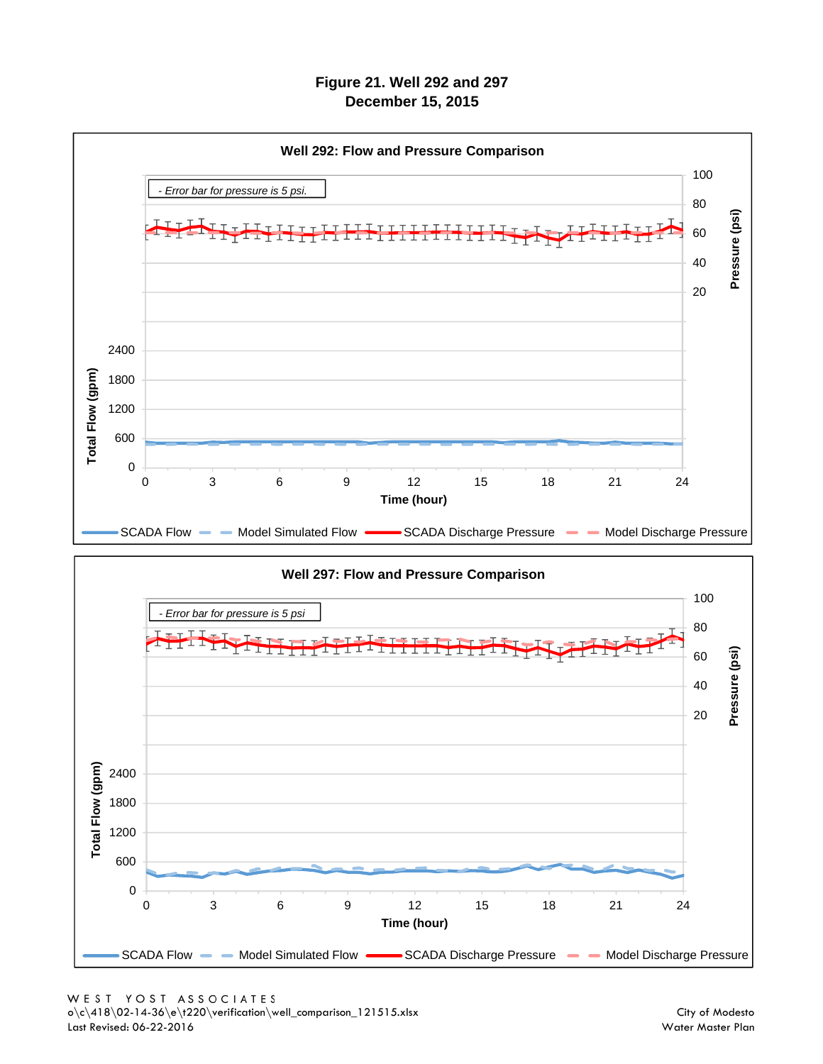# Figure 21. Well 292 and 297
## December 15, 2015

### Well 292: Flow and Pressure Comparison

*- Error bar for pressure is 5 psi.*

Pressure (psi): 20, 40, 60, 80, 100

Total Flow (gpm): 0, 600, 1200, 1800, 2400

Time (hour): 0, 3, 6, 9, 12, 15, 18, 21, 24

SCADA Flow | Model Simulated Flow | SCADA Discharge Pressure | Model Discharge Pressure

### Well 297: Flow and Pressure Comparison

*- Error bar for pressure is 5 psi*

Pressure (psi): 20, 40, 60, 80, 100

Total Flow (gpm): 0, 600, 1200, 1800, 2400

Time (hour): 0, 3, 6, 9, 12, 15, 18, 21, 24

SCADA Flow | Model Simulated Flow | SCADA Discharge Pressure | Model Discharge Pressure

WEST YOST ASSOCIATES
o\c\418\02-14-36\e\t220\verification\well_comparison_121515.xlsx
Last Revised: 06-22-2016

City of Modesto
Water Master Plan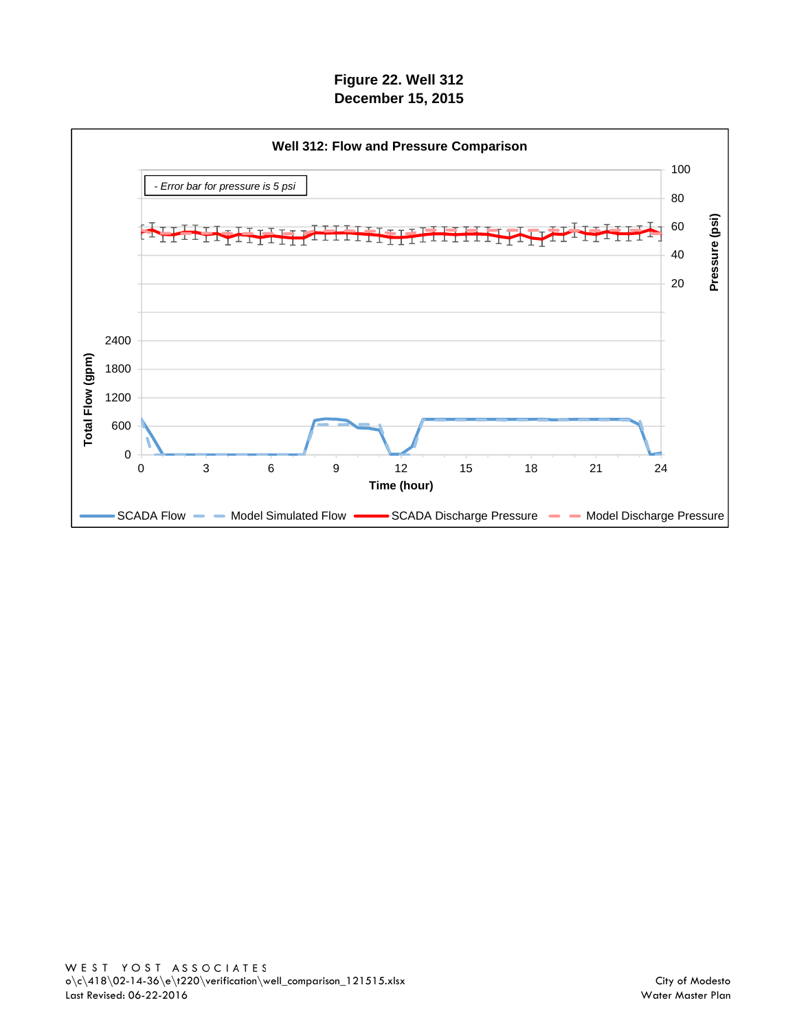**Figure 22. Well 312**
**December 15, 2015**

Well 312: Flow and Pressure Comparison

*- Error bar for pressure is 5 psi*

Pressure (psi)

100
80
60
40
20

Total Flow (gpm)

2400
1800
1200
600
0

0 3 6 9 12 15 18 21 24

Time (hour)

SCADA Flow
Model Simulated Flow
SCADA Discharge Pressure
Model Discharge Pressure

WEST YOST ASSOCIATES
o\c\418\02-14-36\e\t220\verification\well_comparison_121515.xlsx
Last Revised: 06-22-2016

City of Modesto
Water Master Plan